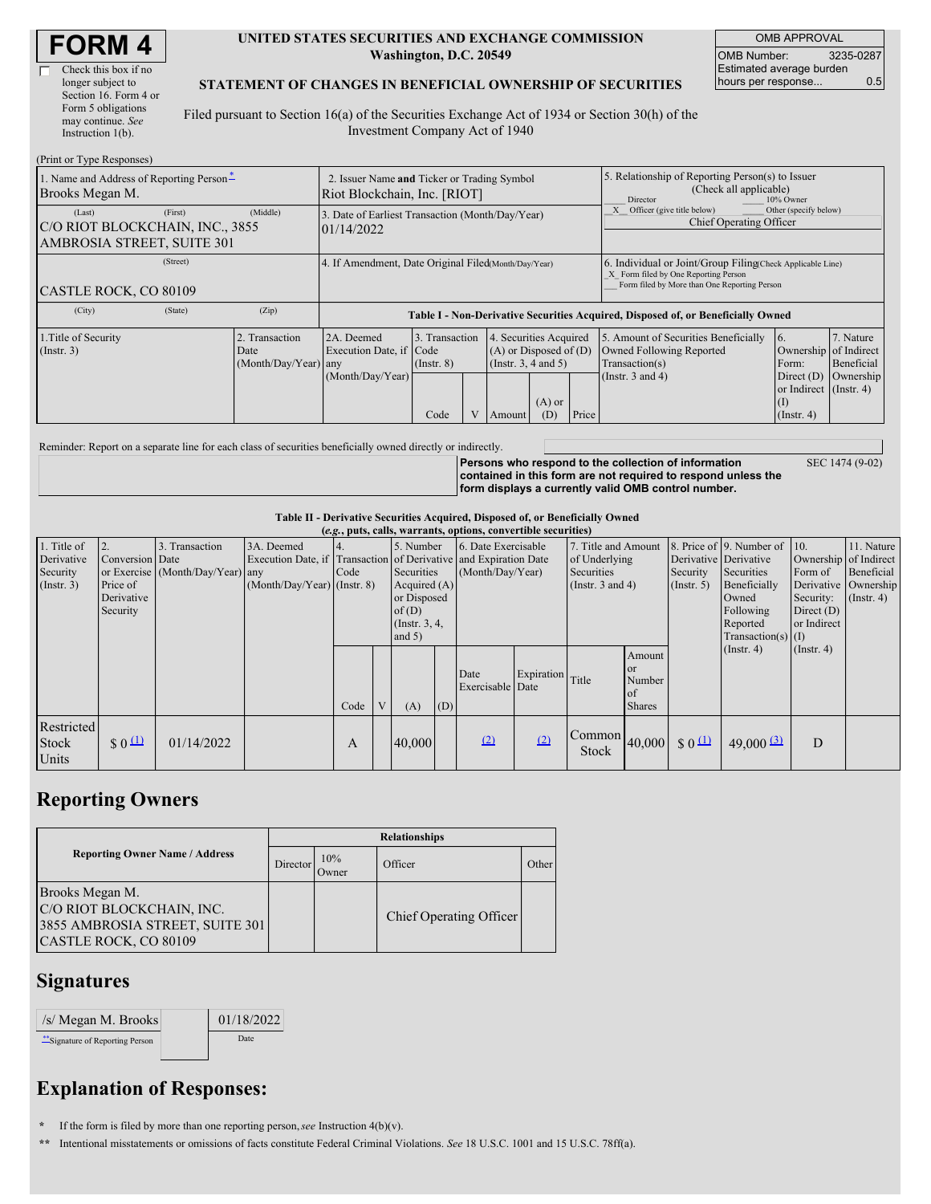# FORM 4

☐ Check this box if no longer subject to Section 16. Form 4 or Form 5 obligations may continue. *See* Instruction 1(b).

**UNITED STATES SECURITIES AND EXCHANGE COMMISSION**
**Washington, D.C. 20549**

**STATEMENT OF CHANGES IN BENEFICIAL OWNERSHIP OF SECURITIES**

Filed pursuant to Section 16(a) of the Securities Exchange Act of 1934 or Section 30(h) of the Investment Company Act of 1940

| OMB APPROVAL | |
|---|---|
| OMB Number: | 3235-0287 |
| Estimated average burden hours per response... | 0.5 |

(Print or Type Responses)

| 1. Name and Address of Reporting Person* | 2. Issuer Name and Ticker or Trading Symbol | 5. Relationship of Reporting Person(s) to Issuer (Check all applicable) |
|---|---|---|
| Brooks Megan M. | Riot Blockchain, Inc. [RIOT] | ___ Director ___ 10% Owner _X_ Officer (give title below) ___ Other (specify below) |
| (Last) (First) (Middle) C/O RIOT BLOCKCHAIN, INC., 3855 AMBROSIA STREET, SUITE 301 | 3. Date of Earliest Transaction (Month/Day/Year) 01/14/2022 | Chief Operating Officer |
| (Street) CASTLE ROCK, CO 80109 | 4. If Amendment, Date Original Filed (Month/Day/Year) | 6. Individual or Joint/Group Filing (Check Applicable Line) _X_ Form filed by One Reporting Person ___ Form filed by More than One Reporting Person |
| (City) (State) (Zip) | | |

**Table I - Non-Derivative Securities Acquired, Disposed of, or Beneficially Owned**

| 1.Title of Security (Instr. 3) | 2. Transaction Date (Month/Day/Year) | 2A. Deemed Execution Date, if any (Month/Day/Year) | 3. Transaction Code (Instr. 8) Code | V | 4. Securities Acquired (A) or Disposed of (D) (Instr. 3, 4 and 5) Amount | (A) or (D) | Price | 5. Amount of Securities Beneficially Owned Following Reported Transaction(s) (Instr. 3 and 4) | 6. Ownership Form: Direct (D) or Indirect (I) (Instr. 4) | 7. Nature of Indirect Beneficial Ownership (Instr. 4) |
|---|---|---|---|---|---|---|---|---|---|---|

Reminder: Report on a separate line for each class of securities beneficially owned directly or indirectly.

**Persons who respond to the collection of information contained in this form are not required to respond unless the form displays a currently valid OMB control number.** SEC 1474 (9-02)

**Table II - Derivative Securities Acquired, Disposed of, or Beneficially Owned**
**(*e.g.*, puts, calls, warrants, options, convertible securities)**

| 1. Title of Derivative Security (Instr. 3) | 2. Conversion or Exercise Price of Derivative Security | 3. Transaction Date (Month/Day/Year) | 3A. Deemed Execution Date, if any (Month/Day/Year) | 4. Transaction Code (Instr. 8) Code | V | 5. Number of Derivative Securities Acquired (A) or Disposed of (D) (Instr. 3, 4, and 5) (A) | (D) | 6. Date Exercisable and Expiration Date (Month/Day/Year) Date Exercisable | Expiration Date | 7. Title and Amount of Underlying Securities (Instr. 3 and 4) Title | Amount or Number of Shares | 8. Price of Derivative Security (Instr. 5) | 9. Number of Derivative Securities Beneficially Owned Following Reported Transaction(s) (Instr. 4) | 10. Ownership Form of Derivative Security: Direct (D) or Indirect (I) (Instr. 4) | 11. Nature of Indirect Beneficial Ownership (Instr. 4) |
|---|---|---|---|---|---|---|---|---|---|---|---|---|---|---|---|
| Restricted Stock Units | $ 0 (1) | 01/14/2022 | | A | | 40,000 | | (2) | (2) | Common Stock | 40,000 | $ 0 (1) | 49,000 (3) | D | |

## Reporting Owners

| Reporting Owner Name / Address | Director | 10% Owner | Officer | Other |
|---|---|---|---|---|
| Brooks Megan M. C/O RIOT BLOCKCHAIN, INC. 3855 AMBROSIA STREET, SUITE 301 CASTLE ROCK, CO 80109 | | | Chief Operating Officer | |

## Signatures

| /s/ Megan M. Brooks | 01/18/2022 |
|---|---|
| **Signature of Reporting Person | Date |

## Explanation of Responses:

\* If the form is filed by more than one reporting person, *see* Instruction 4(b)(v).

\*\* Intentional misstatements or omissions of facts constitute Federal Criminal Violations. *See* 18 U.S.C. 1001 and 15 U.S.C. 78ff(a).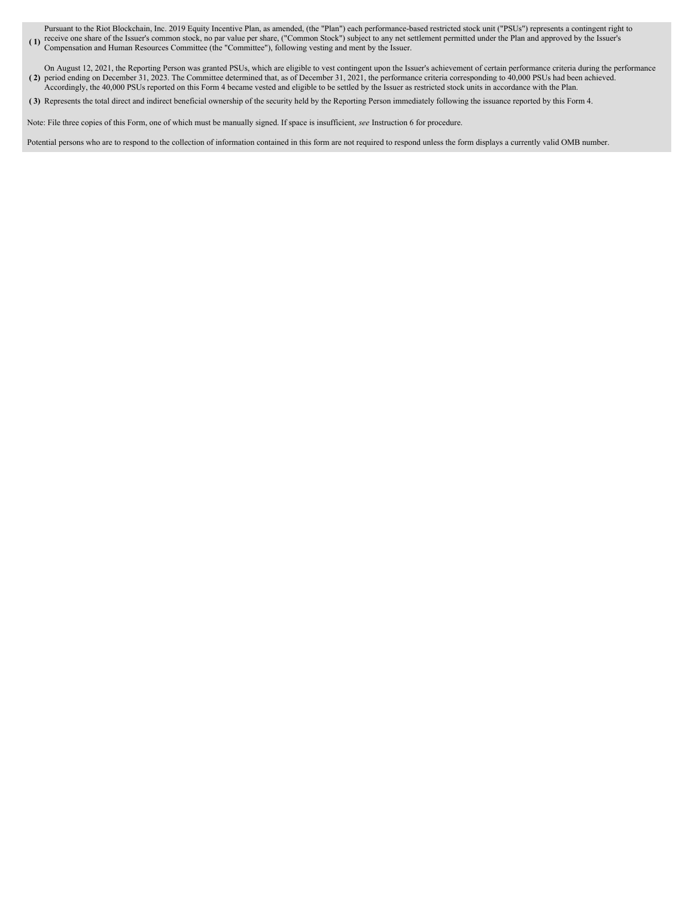( 1) Pursuant to the Riot Blockchain, Inc. 2019 Equity Incentive Plan, as amended, (the "Plan") each performance-based restricted stock unit ("PSUs") represents a contingent right to receive one share of the Issuer's common stock, no par value per share, ("Common Stock") subject to any net settlement permitted under the Plan and approved by the Issuer's Compensation and Human Resources Committee (the "Committee"), following vesting and ment by the Issuer.

( 2) On August 12, 2021, the Reporting Person was granted PSUs, which are eligible to vest contingent upon the Issuer's achievement of certain performance criteria during the performance period ending on December 31, 2023. The Committee determined that, as of December 31, 2021, the performance criteria corresponding to 40,000 PSUs had been achieved. Accordingly, the 40,000 PSUs reported on this Form 4 became vested and eligible to be settled by the Issuer as restricted stock units in accordance with the Plan.

( 3) Represents the total direct and indirect beneficial ownership of the security held by the Reporting Person immediately following the issuance reported by this Form 4.

Note: File three copies of this Form, one of which must be manually signed. If space is insufficient, *see* Instruction 6 for procedure.

Potential persons who are to respond to the collection of information contained in this form are not required to respond unless the form displays a currently valid OMB number.